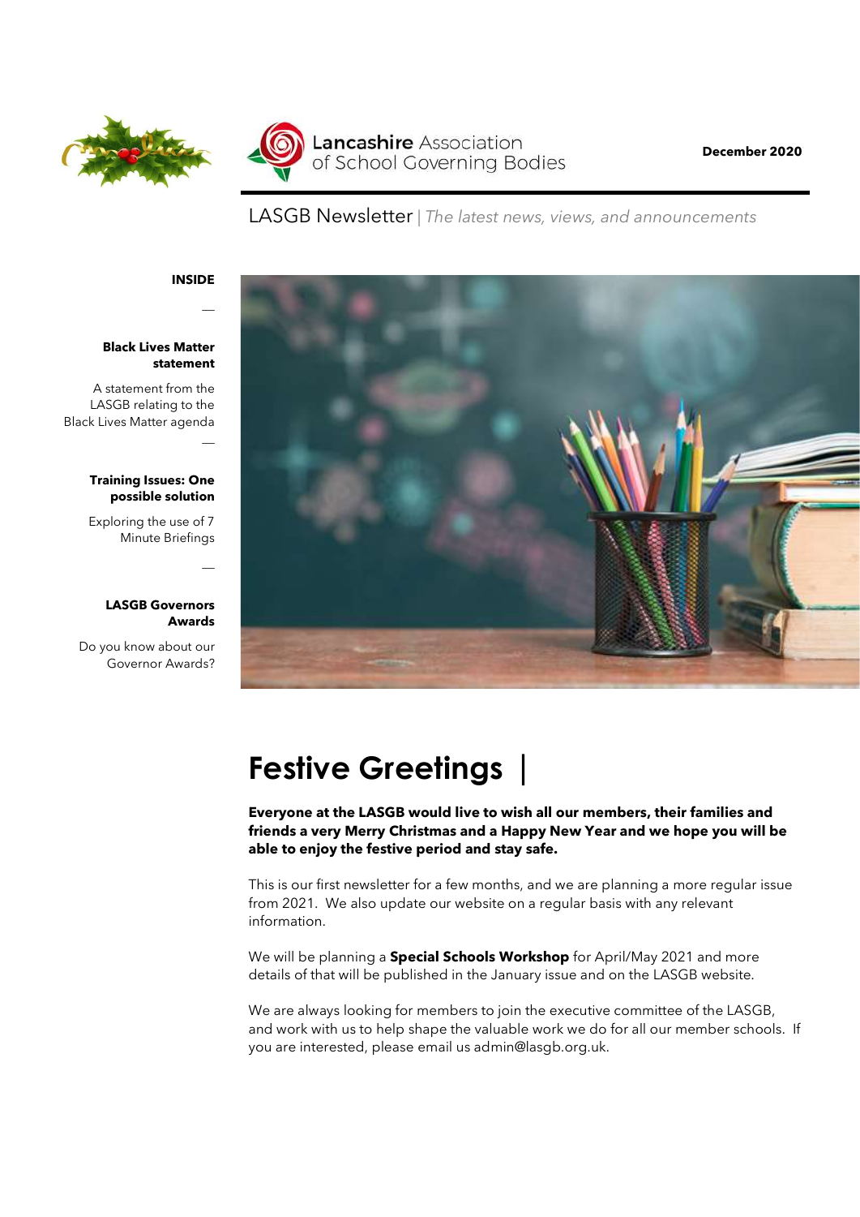Lancashire Association of School Governing Bodies

**December 2020**

LASGB Newsletter | *The latest news, views, and announcements*

**INSIDE**

**Black Lives Matter statement**

A statement from the LASGB relating to the Black Lives Matter agenda

**Training Issues: One possible solution**

Exploring the use of 7 Minute Briefings

**LASGB Governors Awards**

Do you know about our Governor Awards?

# Festive Greetings |

**Everyone at the LASGB would live to wish all our members, their families and friends a very Merry Christmas and a Happy New Year and we hope you will be able to enjoy the festive period and stay safe.**

This is our first newsletter for a few months, and we are planning a more regular issue from 2021. We also update our website on a regular basis with any relevant information.

We will be planning a **Special Schools Workshop** for April/May 2021 and more details of that will be published in the January issue and on the LASGB website.

We are always looking for members to join the executive committee of the LASGB, and work with us to help shape the valuable work we do for all our member schools. If you are interested, please email us admin@lasgb.org.uk.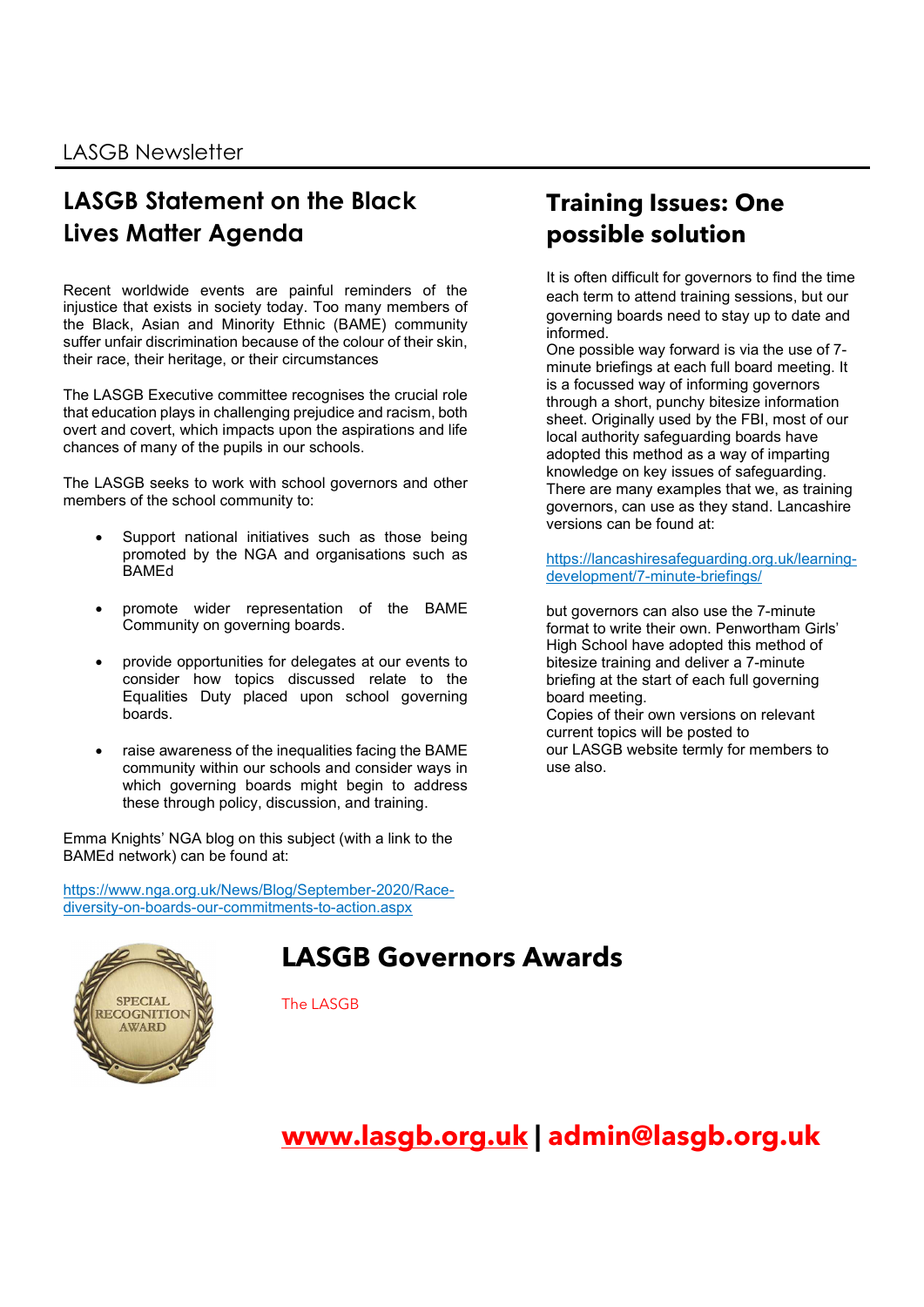## LASGB Statement on the Black Lives Matter Agenda

Recent worldwide events are painful reminders of the injustice that exists in society today. Too many members of the Black, Asian and Minority Ethnic (BAME) community suffer unfair discrimination because of the colour of their skin, their race, their heritage, or their circumstances

The LASGB Executive committee recognises the crucial role that education plays in challenging prejudice and racism, both overt and covert, which impacts upon the aspirations and life chances of many of the pupils in our schools.

The LASGB seeks to work with school governors and other members of the school community to:

- Support national initiatives such as those being promoted by the NGA and organisations such as BAMEd
- promote wider representation of the BAME Community on governing boards.
- provide opportunities for delegates at our events to consider how topics discussed relate to the Equalities Duty placed upon school governing boards.
- raise awareness of the inequalities facing the BAME community within our schools and consider ways in which governing boards might begin to address these through policy, discussion, and training.

Emma Knights' NGA blog on this subject (with a link to the BAMEd network) can be found at:

https://www.nga.org.uk/News/Blog/September-2020/Race-diversity-on-boards-our-commitments-to-action.aspx

## Training Issues: One possible solution

It is often difficult for governors to find the time each term to attend training sessions, but our governing boards need to stay up to date and informed.
One possible way forward is via the use of 7-minute briefings at each full board meeting. It is a focussed way of informing governors through a short, punchy bitesize information sheet. Originally used by the FBI, most of our local authority safeguarding boards have adopted this method as a way of imparting knowledge on key issues of safeguarding. There are many examples that we, as training governors, can use as they stand. Lancashire versions can be found at:

https://lancashiresafeguarding.org.uk/learning-development/7-minute-briefings/

but governors can also use the 7-minute format to write their own. Penwortham Girls' High School have adopted this method of bitesize training and deliver a 7-minute briefing at the start of each full governing board meeting.
Copies of their own versions on relevant current topics will be posted to our LASGB website termly for members to use also.

SPECIAL RECOGNITION AWARD

## LASGB Governors Awards

The LASGB

**www.lasgb.org.uk | admin@lasgb.org.uk**